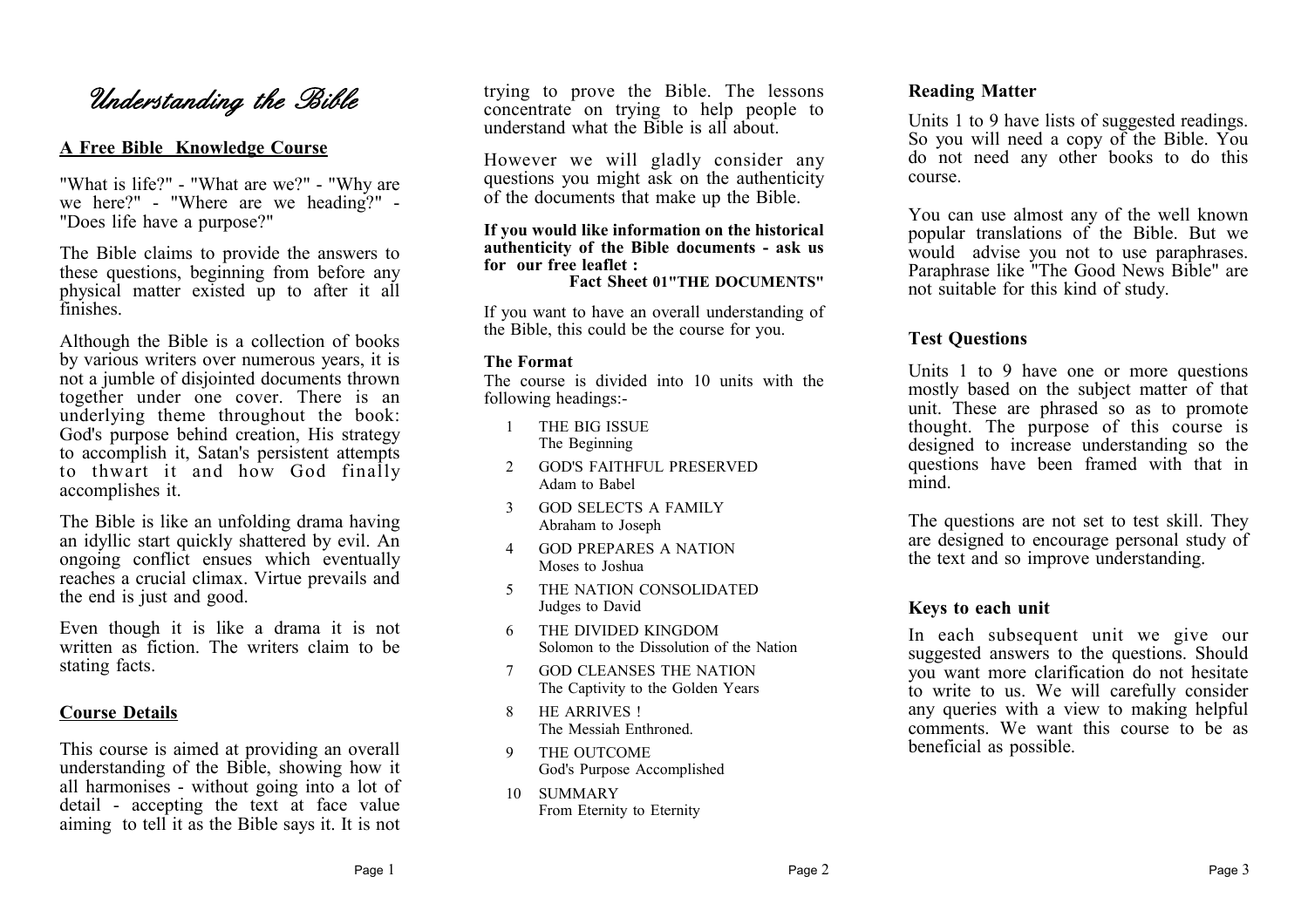# Understanding the Bible

## A Free Bible Knowledge Course

"What is life?" - "What are we?" - "Why are we here?" - "Where are we heading?" - "Does life have a purpose?"

The Bible claims to provide the answers to these questions, beginning from before any physical matter existed up to after it all finishes.

Although the Bible is a collection of books by various writers over numerous years, it is not a jumble of disjointed documents thrown together under one cover. There is an underlying theme throughout the book: God's purpose behind creation, His strategy to accomplish it, Satan's persistent attempts to thwart it and how God finally accomplishes it.

The Bible is like an unfolding drama having an idyllic start quickly shattered by evil. An ongoing conflict ensues which eventually reaches a crucial climax. Virtue prevails and the end is just and good.

Even though it is like a drama it is not written as fiction. The writers claim to be stating facts.

## Course Details

This course is aimed at providing an overall understanding of the Bible, showing how it all harmonises - without going into a lot of detail - accepting the text at face value aiming to tell it as the Bible says it. It is not trying to prove the Bible. The lessons concentrate on trying to help people to understand what the Bible is all about.

However we will gladly consider any questions you might ask on the authenticity of the documents that make up the Bible.

**If you would like information on the historical authenticity of the Bible documents - ask us for our free leaflet :**
**Fact Sheet 01"THE DOCUMENTS"**

If you want to have an overall understanding of the Bible, this could be the course for you.

### The Format

The course is divided into 10 units with the following headings:-

1. THE BIG ISSUE
   The Beginning
2. GOD'S FAITHFUL PRESERVED
   Adam to Babel
3. GOD SELECTS A FAMILY
   Abraham to Joseph
4. GOD PREPARES A NATION
   Moses to Joshua
5. THE NATION CONSOLIDATED
   Judges to David
6. THE DIVIDED KINGDOM
   Solomon to the Dissolution of the Nation
7. GOD CLEANSES THE NATION
   The Captivity to the Golden Years
8. HE ARRIVES !
   The Messiah Enthroned.
9. THE OUTCOME
   God's Purpose Accomplished
10. SUMMARY
    From Eternity to Eternity

### Reading Matter

Units 1 to 9 have lists of suggested readings. So you will need a copy of the Bible. You do not need any other books to do this course.

You can use almost any of the well known popular translations of the Bible. But we would advise you not to use paraphrases. Paraphrase like "The Good News Bible" are not suitable for this kind of study.

### Test Questions

Units 1 to 9 have one or more questions mostly based on the subject matter of that unit. These are phrased so as to promote thought. The purpose of this course is designed to increase understanding so the questions have been framed with that in mind.

The questions are not set to test skill. They are designed to encourage personal study of the text and so improve understanding.

### Keys to each unit

In each subsequent unit we give our suggested answers to the questions. Should you want more clarification do not hesitate to write to us. We will carefully consider any queries with a view to making helpful comments. We want this course to be as beneficial as possible.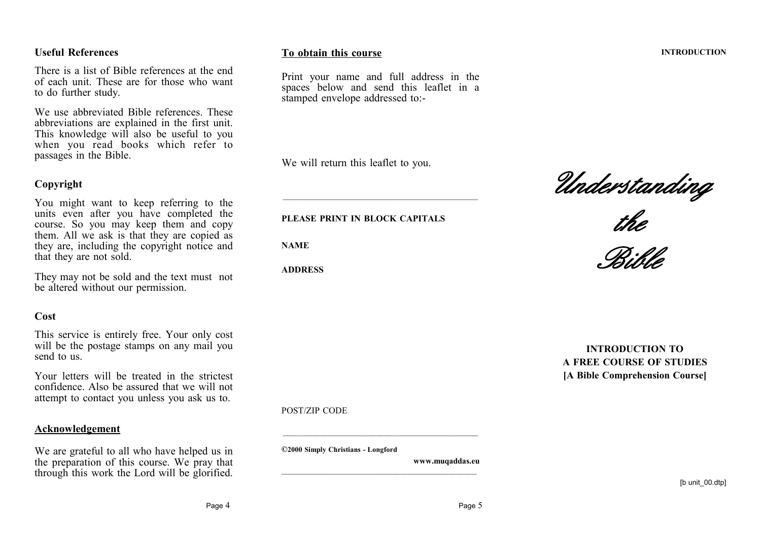### Useful References

There is a list of Bible references at the end of each unit. These are for those who want to do further study.

We use abbreviated Bible references. These abbreviations are explained in the first unit. This knowledge will also be useful to you when you read books which refer to passages in the Bible.

### Copyright

You might want to keep referring to the units even after you have completed the course. So you may keep them and copy them. All we ask is that they are copied as they are, including the copyright notice and that they are not sold.

They may not be sold and the text must not be altered without our permission.

### Cost

This service is entirely free. Your only cost will be the postage stamps on any mail you send to us.

Your letters will be treated in the strictest confidence. Also be assured that we will not attempt to contact you unless you ask us to.

### Acknowledgement

We are grateful to all who have helped us in the preparation of this course. We pray that through this work the Lord will be glorified.

### To obtain this course

Print your name and full address in the spaces below and send this leaflet in a stamped envelope addressed to:-

We will return this leaflet to you.

---

**PLEASE PRINT IN BLOCK CAPITALS**

**NAME**

**ADDRESS**

POST/ZIP CODE

---

**©2000 Simply Christians - Longford**

**www.muqaddas.eu**

---

**INTRODUCTION**

# *Understanding the Bible*

**INTRODUCTION TO**
**A FREE COURSE OF STUDIES**
**[A Bible Comprehension Course]**

[b unit_00.dtp]